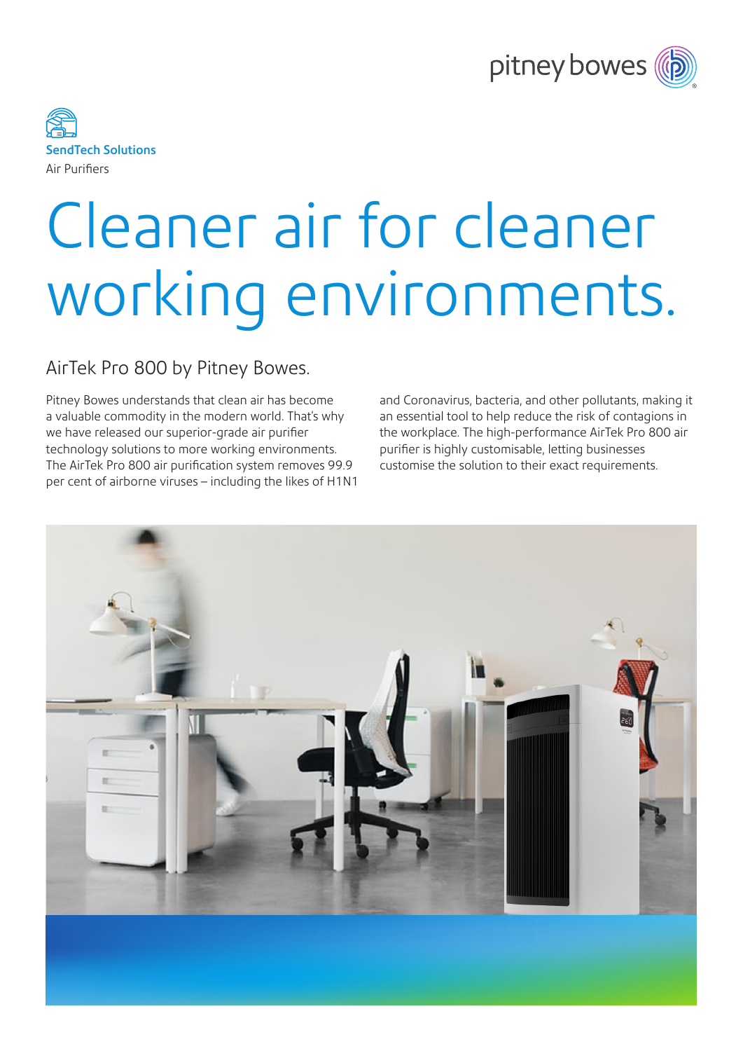pitney bowes

**SendTech Solutions**
Air Purifiers

# Cleaner air for cleaner working environments.

## AirTek Pro 800 by Pitney Bowes.

Pitney Bowes understands that clean air has become a valuable commodity in the modern world. That's why we have released our superior-grade air purifier technology solutions to more working environments. The AirTek Pro 800 air purification system removes 99.9 per cent of airborne viruses – including the likes of H1N1 and Coronavirus, bacteria, and other pollutants, making it an essential tool to help reduce the risk of contagions in the workplace. The high-performance AirTek Pro 800 air purifier is highly customisable, letting businesses customise the solution to their exact requirements.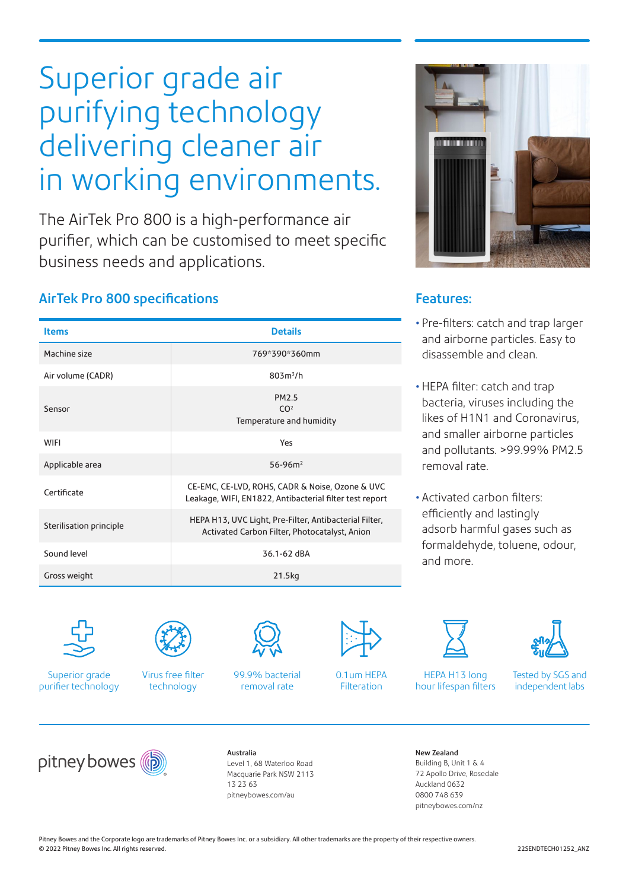# Superior grade air purifying technology delivering cleaner air in working environments.

The AirTek Pro 800 is a high-performance air purifier, which can be customised to meet specific business needs and applications.

## AirTek Pro 800 specifications

| Items | Details |
|---|---|
| Machine size | 769*390*360mm |
| Air volume (CADR) | 803m³/h |
| Sensor | PM2.5<br>$CO^2$<br>Temperature and humidity |
| WIFI | Yes |
| Applicable area | 56-96m² |
| Certificate | CE-EMC, CE-LVD, ROHS, CADR & Noise, Ozone & UVC Leakage, WIFI, EN1822, Antibacterial filter test report |
| Sterilisation principle | HEPA H13, UVC Light, Pre-Filter, Antibacterial Filter, Activated Carbon Filter, Photocatalyst, Anion |
| Sound level | 36.1-62 dBA |
| Gross weight | 21.5kg |

## Features:

- Pre-filters: catch and trap larger and airborne particles. Easy to disassemble and clean.
- HEPA filter: catch and trap bacteria, viruses including the likes of H1N1 and Coronavirus, and smaller airborne particles and pollutants. >99.99% PM2.5 removal rate.
- Activated carbon filters: efficiently and lastingly adsorb harmful gases such as formaldehyde, toluene, odour, and more.

Superior grade purifier technology

Virus free filter technology

99.9% bacterial removal rate

0.1um HEPA Filteration

HEPA H13 long hour lifespan filters

Tested by SGS and independent labs

pitney bowes

**Australia**
Level 1, 68 Waterloo Road
Macquarie Park NSW 2113
13 23 63
pitneybowes.com/au

**New Zealand**
Building B, Unit 1 & 4
72 Apollo Drive, Rosedale
Auckland 0632
0800 748 639
pitneybowes.com/nz

Pitney Bowes and the Corporate logo are trademarks of Pitney Bowes Inc. or a subsidiary. All other trademarks are the property of their respective owners.
© 2022 Pitney Bowes Inc. All rights reserved.

22SENDTECH01252_ANZ